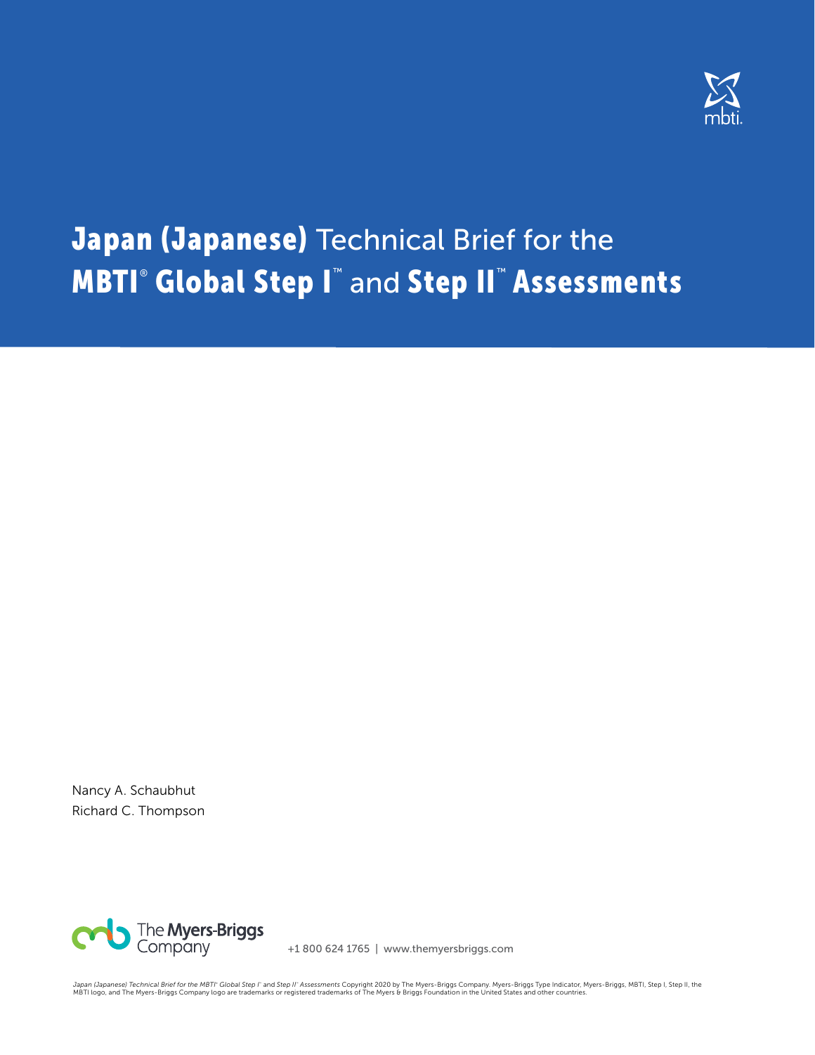# Japan (Japanese) Technical Brief for the MBTI® Global Step I™ and Step II™ Assessments

Nancy A. Schaubhut
Richard C. Thompson

The Myers-Briggs Company

+1 800 624 1765 | www.themyersbriggs.com

*Japan (Japanese) Technical Brief for the MBTI® Global Step I™ and Step II™ Assessments* Copyright 2020 by The Myers-Briggs Company. Myers-Briggs Type Indicator, Myers-Briggs, MBTI, Step I, Step II, the MBTI logo, and The Myers-Briggs Company logo are trademarks or registered trademarks of The Myers & Briggs Foundation in the United States and other countries.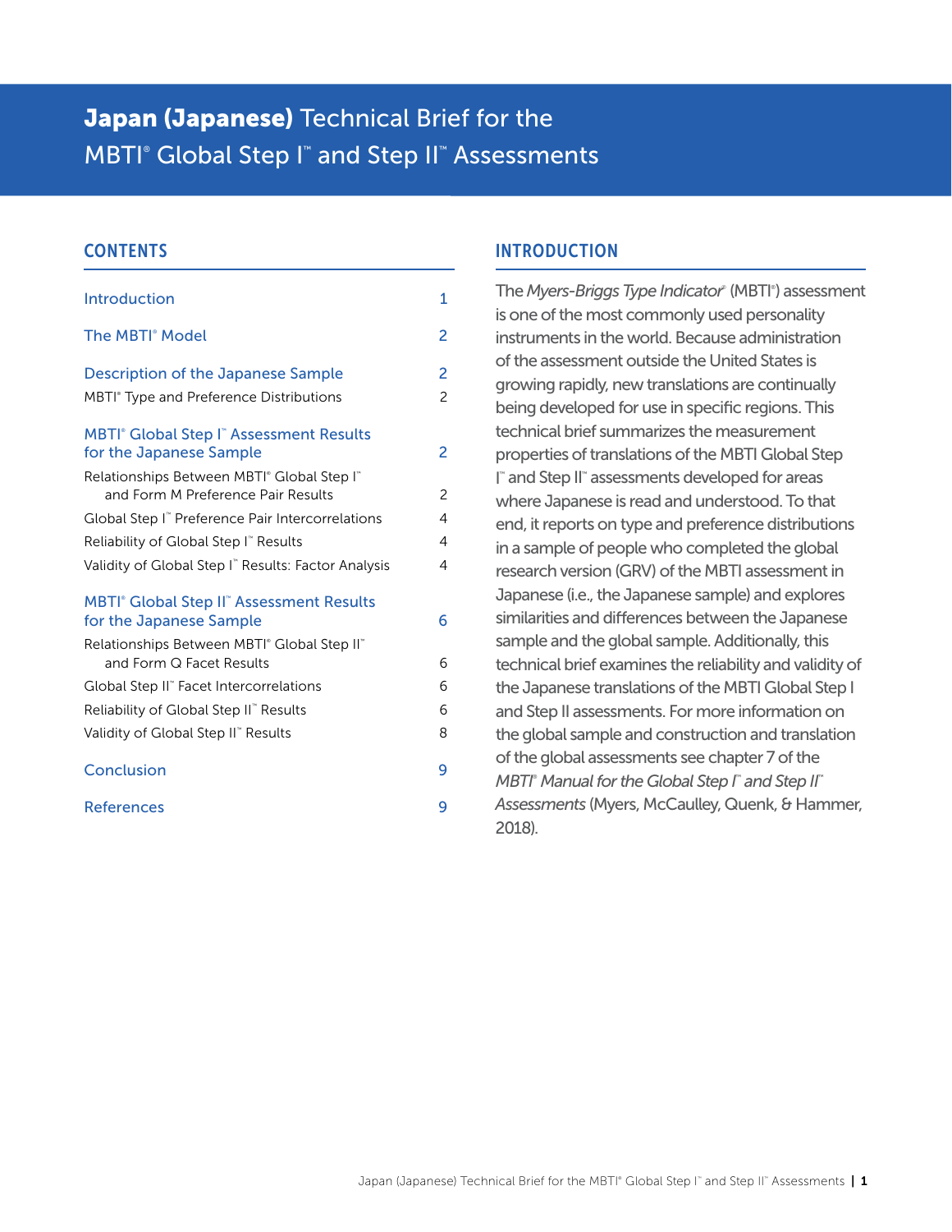# **Japan (Japanese)** Technical Brief for the MBTI® Global Step I™ and Step II™ Assessments

## CONTENTS

| | |
|---|---|
| Introduction | 1 |
| The MBTI® Model | 2 |
| Description of the Japanese Sample | 2 |
| MBTI® Type and Preference Distributions | 2 |
| MBTI® Global Step I™ Assessment Results for the Japanese Sample | 2 |
| Relationships Between MBTI® Global Step I™ and Form M Preference Pair Results | 2 |
| Global Step I™ Preference Pair Intercorrelations | 4 |
| Reliability of Global Step I™ Results | 4 |
| Validity of Global Step I™ Results: Factor Analysis | 4 |
| MBTI® Global Step II™ Assessment Results for the Japanese Sample | 6 |
| Relationships Between MBTI® Global Step II™ and Form Q Facet Results | 6 |
| Global Step II™ Facet Intercorrelations | 6 |
| Reliability of Global Step II™ Results | 6 |
| Validity of Global Step II™ Results | 8 |
| Conclusion | 9 |
| References | 9 |

## INTRODUCTION

The *Myers-Briggs Type Indicator*® (MBTI®) assessment is one of the most commonly used personality instruments in the world. Because administration of the assessment outside the United States is growing rapidly, new translations are continually being developed for use in specific regions. This technical brief summarizes the measurement properties of translations of the MBTI Global Step I™ and Step II™ assessments developed for areas where Japanese is read and understood. To that end, it reports on type and preference distributions in a sample of people who completed the global research version (GRV) of the MBTI assessment in Japanese (i.e., the Japanese sample) and explores similarities and differences between the Japanese sample and the global sample. Additionally, this technical brief examines the reliability and validity of the Japanese translations of the MBTI Global Step I and Step II assessments. For more information on the global sample and construction and translation of the global assessments see chapter 7 of the *MBTI® Manual for the Global Step I™ and Step II™ Assessments* (Myers, McCaulley, Quenk, & Hammer, 2018).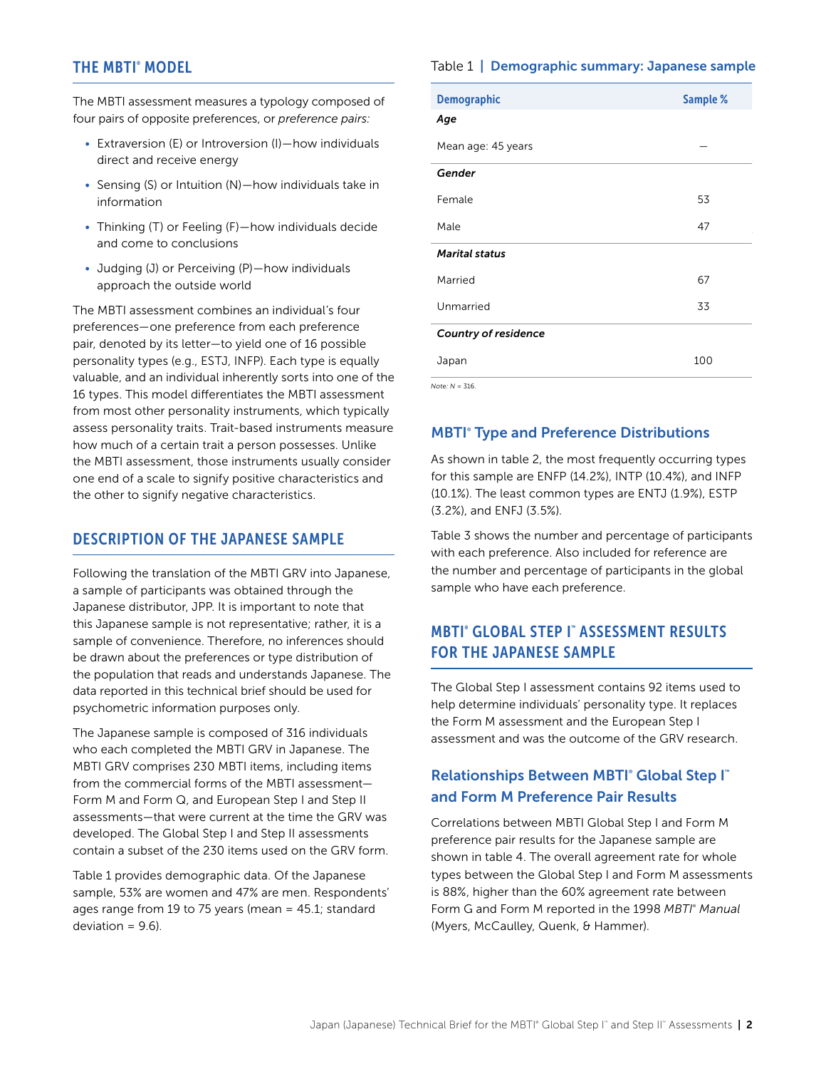## THE MBTI® MODEL

The MBTI assessment measures a typology composed of four pairs of opposite preferences, or *preference pairs:*

- Extraversion (E) or Introversion (I)—how individuals direct and receive energy
- Sensing (S) or Intuition (N)—how individuals take in information
- Thinking (T) or Feeling (F)—how individuals decide and come to conclusions
- Judging (J) or Perceiving (P)—how individuals approach the outside world

The MBTI assessment combines an individual's four preferences—one preference from each preference pair, denoted by its letter—to yield one of 16 possible personality types (e.g., ESTJ, INFP). Each type is equally valuable, and an individual inherently sorts into one of the 16 types. This model differentiates the MBTI assessment from most other personality instruments, which typically assess personality traits. Trait-based instruments measure how much of a certain trait a person possesses. Unlike the MBTI assessment, those instruments usually consider one end of a scale to signify positive characteristics and the other to signify negative characteristics.

## DESCRIPTION OF THE JAPANESE SAMPLE

Following the translation of the MBTI GRV into Japanese, a sample of participants was obtained through the Japanese distributor, JPP. It is important to note that this Japanese sample is not representative; rather, it is a sample of convenience. Therefore, no inferences should be drawn about the preferences or type distribution of the population that reads and understands Japanese. The data reported in this technical brief should be used for psychometric information purposes only.

The Japanese sample is composed of 316 individuals who each completed the MBTI GRV in Japanese. The MBTI GRV comprises 230 MBTI items, including items from the commercial forms of the MBTI assessment—Form M and Form Q, and European Step I and Step II assessments—that were current at the time the GRV was developed. The Global Step I and Step II assessments contain a subset of the 230 items used on the GRV form.

Table 1 provides demographic data. Of the Japanese sample, 53% are women and 47% are men. Respondents' ages range from 19 to 75 years (mean = 45.1; standard deviation = 9.6).

Table 1 | **Demographic summary: Japanese sample**

| Demographic | Sample % |
|---|---|
| ***Age*** | |
| Mean age: 45 years | — |
| ***Gender*** | |
| Female | 53 |
| Male | 47 |
| ***Marital status*** | |
| Married | 67 |
| Unmarried | 33 |
| ***Country of residence*** | |
| Japan | 100 |

*Note: N* = 316.

### MBTI® Type and Preference Distributions

As shown in table 2, the most frequently occurring types for this sample are ENFP (14.2%), INTP (10.4%), and INFP (10.1%). The least common types are ENTJ (1.9%), ESTP (3.2%), and ENFJ (3.5%).

Table 3 shows the number and percentage of participants with each preference. Also included for reference are the number and percentage of participants in the global sample who have each preference.

## MBTI® GLOBAL STEP I™ ASSESSMENT RESULTS FOR THE JAPANESE SAMPLE

The Global Step I assessment contains 92 items used to help determine individuals' personality type. It replaces the Form M assessment and the European Step I assessment and was the outcome of the GRV research.

### Relationships Between MBTI® Global Step I™ and Form M Preference Pair Results

Correlations between MBTI Global Step I and Form M preference pair results for the Japanese sample are shown in table 4. The overall agreement rate for whole types between the Global Step I and Form M assessments is 88%, higher than the 60% agreement rate between Form G and Form M reported in the 1998 *MBTI® Manual* (Myers, McCaulley, Quenk, & Hammer).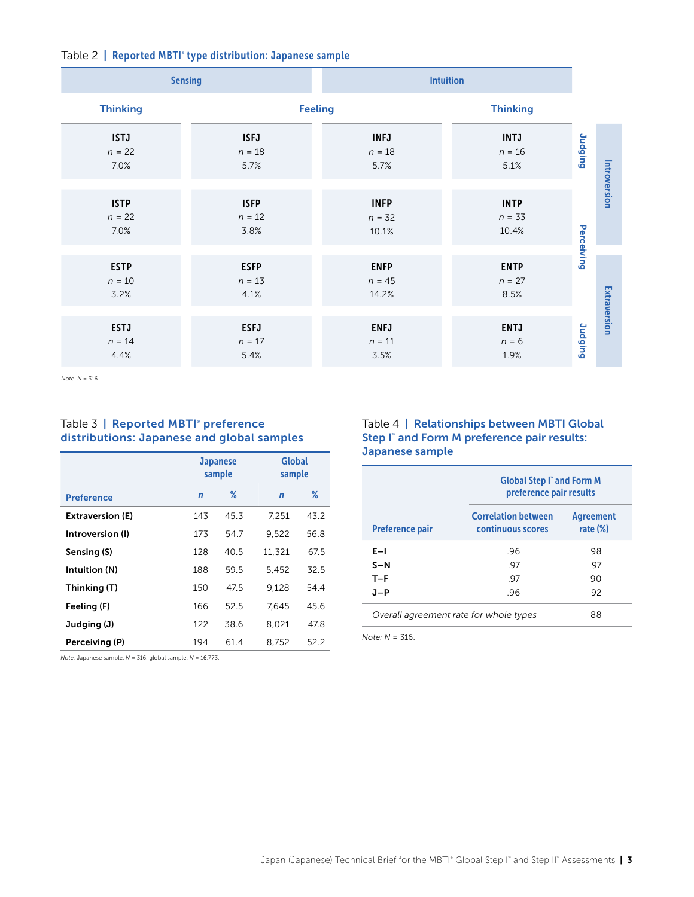Table 2 | **Reported MBTI® type distribution: Japanese sample**

| | Sensing | | Intuition | | | |
|---|---|---|---|---|---|---|
| | Thinking | Feeling | Feeling | Thinking | | |
| | ISTJ<br>*n* = 22<br>7.0% | ISFJ<br>*n* = 18<br>5.7% | INFJ<br>*n* = 18<br>5.7% | INTJ<br>*n* = 16<br>5.1% | Judging | Introversion |
| | ISTP<br>*n* = 22<br>7.0% | ISFP<br>*n* = 12<br>3.8% | INFP<br>*n* = 32<br>10.1% | INTP<br>*n* = 33<br>10.4% | Perceiving | Introversion |
| | ESTP<br>*n* = 10<br>3.2% | ESFP<br>*n* = 13<br>4.1% | ENFP<br>*n* = 45<br>14.2% | ENTP<br>*n* = 27<br>8.5% | Perceiving | Extraversion |
| | ESTJ<br>*n* = 14<br>4.4% | ESFJ<br>*n* = 17<br>5.4% | ENFJ<br>*n* = 11<br>3.5% | ENTJ<br>*n* = 6<br>1.9% | Judging | Extraversion |

*Note: N* = 316.

Table 3 | **Reported MBTI® preference distributions: Japanese and global samples**

| Preference | Japanese sample *n* | Japanese sample % | Global sample *n* | Global sample % |
|---|---|---|---|---|
| **Extraversion (E)** | 143 | 45.3 | 7,251 | 43.2 |
| **Introversion (I)** | 173 | 54.7 | 9,522 | 56.8 |
| **Sensing (S)** | 128 | 40.5 | 11,321 | 67.5 |
| **Intuition (N)** | 188 | 59.5 | 5,452 | 32.5 |
| **Thinking (T)** | 150 | 47.5 | 9,128 | 54.4 |
| **Feeling (F)** | 166 | 52.5 | 7,645 | 45.6 |
| **Judging (J)** | 122 | 38.6 | 8,021 | 47.8 |
| **Perceiving (P)** | 194 | 61.4 | 8,752 | 52.2 |

*Note:* Japanese sample, *N* = 316; global sample, *N* = 16,773.

Table 4 | **Relationships between MBTI Global Step I™ and Form M preference pair results: Japanese sample**

| Preference pair | Global Step I™ and Form M preference pair results: Correlation between continuous scores | Global Step I™ and Form M preference pair results: Agreement rate (%) |
|---|---|---|
| **E–I** | .96 | 98 |
| **S–N** | .97 | 97 |
| **T–F** | .97 | 90 |
| **J–P** | .96 | 92 |
| *Overall agreement rate for whole types* | | 88 |

*Note: N* = 316.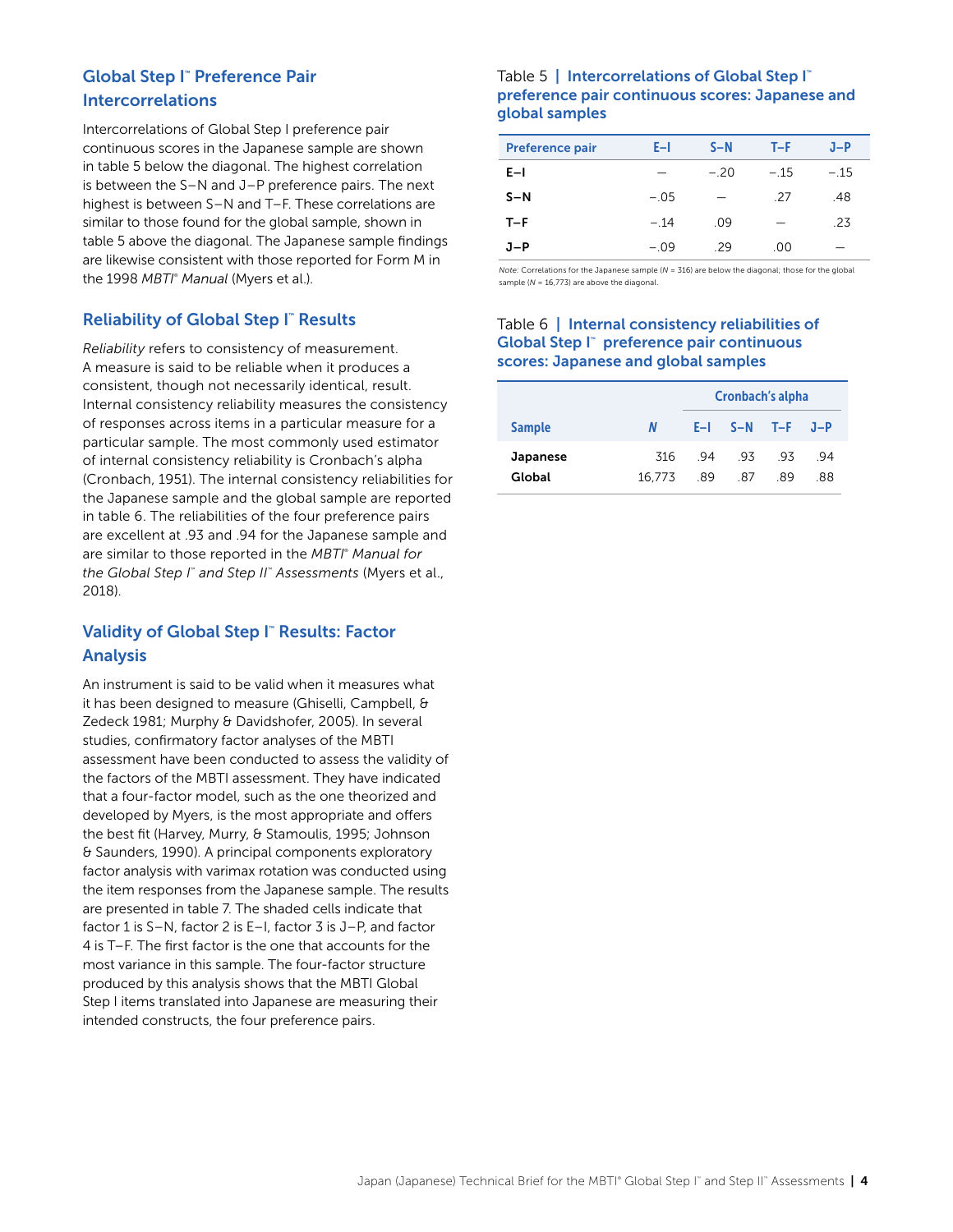## Global Step I™ Preference Pair Intercorrelations

Intercorrelations of Global Step I preference pair continuous scores in the Japanese sample are shown in table 5 below the diagonal. The highest correlation is between the S–N and J–P preference pairs. The next highest is between S–N and T–F. These correlations are similar to those found for the global sample, shown in table 5 above the diagonal. The Japanese sample findings are likewise consistent with those reported for Form M in the 1998 *MBTI® Manual* (Myers et al.).

Table 5 | **Intercorrelations of Global Step I™ preference pair continuous scores: Japanese and global samples**

| Preference pair | E–I | S–N | T–F | J–P |
|---|---|---|---|---|
| **E–I** | — | −.20 | −.15 | −.15 |
| **S–N** | −.05 | — | .27 | .48 |
| **T–F** | −.14 | .09 | — | .23 |
| **J–P** | −.09 | .29 | .00 | — |

*Note:* Correlations for the Japanese sample (*N* = 316) are below the diagonal; those for the global sample (*N* = 16,773) are above the diagonal.

## Reliability of Global Step I™ Results

*Reliability* refers to consistency of measurement. A measure is said to be reliable when it produces a consistent, though not necessarily identical, result. Internal consistency reliability measures the consistency of responses across items in a particular measure for a particular sample. The most commonly used estimator of internal consistency reliability is Cronbach's alpha (Cronbach, 1951). The internal consistency reliabilities for the Japanese sample and the global sample are reported in table 6. The reliabilities of the four preference pairs are excellent at .93 and .94 for the Japanese sample and are similar to those reported in the *MBTI® Manual for the Global Step I™ and Step II™ Assessments* (Myers et al., 2018).

Table 6 | **Internal consistency reliabilities of Global Step I™ preference pair continuous scores: Japanese and global samples**

| | | Cronbach's alpha | | | |
|---|---|---|---|---|---|
| **Sample** | ***N*** | **E–I** | **S–N** | **T–F** | **J–P** |
| **Japanese** | 316 | .94 | .93 | .93 | .94 |
| **Global** | 16,773 | .89 | .87 | .89 | .88 |

## Validity of Global Step I™ Results: Factor Analysis

An instrument is said to be valid when it measures what it has been designed to measure (Ghiselli, Campbell, & Zedeck 1981; Murphy & Davidshofer, 2005). In several studies, confirmatory factor analyses of the MBTI assessment have been conducted to assess the validity of the factors of the MBTI assessment. They have indicated that a four-factor model, such as the one theorized and developed by Myers, is the most appropriate and offers the best fit (Harvey, Murry, & Stamoulis, 1995; Johnson & Saunders, 1990). A principal components exploratory factor analysis with varimax rotation was conducted using the item responses from the Japanese sample. The results are presented in table 7. The shaded cells indicate that factor 1 is S–N, factor 2 is E–I, factor 3 is J–P, and factor 4 is T–F. The first factor is the one that accounts for the most variance in this sample. The four-factor structure produced by this analysis shows that the MBTI Global Step I items translated into Japanese are measuring their intended constructs, the four preference pairs.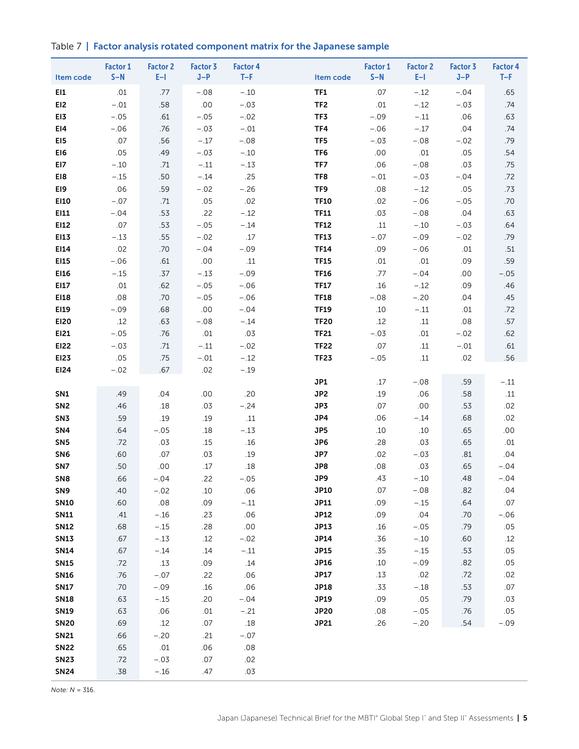Table 7 | **Factor analysis rotated component matrix for the Japanese sample**

| Item code | Factor 1 S–N | Factor 2 E–I | Factor 3 J–P | Factor 4 T–F | Item code | Factor 1 S–N | Factor 2 E–I | Factor 3 J–P | Factor 4 T–F |
|---|---|---|---|---|---|---|---|---|---|
| **EI1** | .01 | .77 | −.08 | −.10 | **TF1** | .07 | −.12 | −.04 | .65 |
| **EI2** | −.01 | .58 | .00 | −.03 | **TF2** | .01 | −.12 | −.03 | .74 |
| **EI3** | −.05 | .61 | −.05 | −.02 | **TF3** | −.09 | −.11 | .06 | .63 |
| **EI4** | −.06 | .76 | −.03 | −.01 | **TF4** | −.06 | −.17 | .04 | .74 |
| **EI5** | .07 | .56 | −.17 | −.08 | **TF5** | −.03 | −.08 | −.02 | .79 |
| **EI6** | .05 | .49 | −.03 | −.10 | **TF6** | .00 | .01 | .05 | .54 |
| **EI7** | −.10 | .71 | −.11 | −.13 | **TF7** | .06 | −.08 | .03 | .75 |
| **EI8** | −.15 | .50 | −.14 | .25 | **TF8** | −.01 | −.03 | −.04 | .72 |
| **EI9** | .06 | .59 | −.02 | −.26 | **TF9** | .08 | −.12 | .05 | .73 |
| **EI10** | −.07 | .71 | .05 | .02 | **TF10** | .02 | −.06 | −.05 | .70 |
| **EI11** | −.04 | .53 | .22 | −.12 | **TF11** | .03 | −.08 | .04 | .63 |
| **EI12** | .07 | .53 | −.05 | −.14 | **TF12** | .11 | −.10 | −.03 | .64 |
| **EI13** | −.13 | .55 | −.02 | .17 | **TF13** | −.07 | −.09 | −.02 | .79 |
| **EI14** | .02 | .70 | −.04 | −.09 | **TF14** | .09 | −.06 | .01 | .51 |
| **EI15** | −.06 | .61 | .00 | .11 | **TF15** | .01 | .01 | .09 | .59 |
| **EI16** | −.15 | .37 | −.13 | −.09 | **TF16** | .77 | −.04 | .00 | −.05 |
| **EI17** | .01 | .62 | −.05 | −.06 | **TF17** | .16 | −.12 | .09 | .46 |
| **EI18** | .08 | .70 | −.05 | −.06 | **TF18** | −.08 | −.20 | .04 | .45 |
| **EI19** | −.09 | .68 | .00 | −.04 | **TF19** | .10 | −.11 | .01 | .72 |
| **EI20** | .12 | .63 | −.08 | −.14 | **TF20** | .12 | .11 | .08 | .57 |
| **EI21** | −.05 | .76 | .01 | .03 | **TF21** | −.03 | .01 | −.02 | .62 |
| **EI22** | −.03 | .71 | −.11 | −.02 | **TF22** | .07 | .11 | −.01 | .61 |
| **EI23** | .05 | .75 | −.01 | −.12 | **TF23** | −.05 | .11 | .02 | .56 |
| **EI24** | −.02 | .67 | .02 | −.19 | | | | | |
| | | | | | **JP1** | .17 | −.08 | .59 | −.11 |
| **SN1** | .49 | .04 | .00 | .20 | **JP2** | .19 | .06 | .58 | .11 |
| **SN2** | .46 | .18 | .03 | −.24 | **JP3** | .07 | .00 | .53 | .02 |
| **SN3** | .59 | .19 | .19 | .11 | **JP4** | .06 | −.14 | .68 | .02 |
| **SN4** | .64 | −.05 | .18 | −.13 | **JP5** | .10 | .10 | .65 | .00 |
| **SN5** | .72 | .03 | .15 | .16 | **JP6** | .28 | .03 | .65 | .01 |
| **SN6** | .60 | .07 | .03 | .19 | **JP7** | .02 | −.03 | .81 | .04 |
| **SN7** | .50 | .00 | .17 | .18 | **JP8** | .08 | .03 | .65 | −.04 |
| **SN8** | .66 | −.04 | .22 | −.05 | **JP9** | .43 | −.10 | .48 | −.04 |
| **SN9** | .40 | −.02 | .10 | .06 | **JP10** | .07 | −.08 | .82 | .04 |
| **SN10** | .60 | .08 | .09 | −.11 | **JP11** | .09 | −.15 | .64 | .07 |
| **SN11** | .41 | −.16 | .23 | .06 | **JP12** | .09 | .04 | .70 | −.06 |
| **SN12** | .68 | −.15 | .28 | .00 | **JP13** | .16 | −.05 | .79 | .05 |
| **SN13** | .67 | −.13 | .12 | −.02 | **JP14** | .36 | −.10 | .60 | .12 |
| **SN14** | .67 | −.14 | .14 | −.11 | **JP15** | .35 | −.15 | .53 | .05 |
| **SN15** | .72 | .13 | .09 | .14 | **JP16** | .10 | −.09 | .82 | .05 |
| **SN16** | .76 | −.07 | .22 | .06 | **JP17** | .13 | .02 | .72 | .02 |
| **SN17** | .70 | −.09 | .16 | .06 | **JP18** | .33 | −.18 | .53 | .07 |
| **SN18** | .63 | −.15 | .20 | −.04 | **JP19** | .09 | .05 | .79 | .03 |
| **SN19** | .63 | .06 | .01 | −.21 | **JP20** | .08 | −.05 | .76 | .05 |
| **SN20** | .69 | .12 | .07 | .18 | **JP21** | .26 | −.20 | .54 | −.09 |
| **SN21** | .66 | −.20 | .21 | −.07 | | | | | |
| **SN22** | .65 | .01 | .06 | .08 | | | | | |
| **SN23** | .72 | −.03 | .07 | .02 | | | | | |
| **SN24** | .38 | −.16 | .47 | .03 | | | | | |

*Note: N* = 316.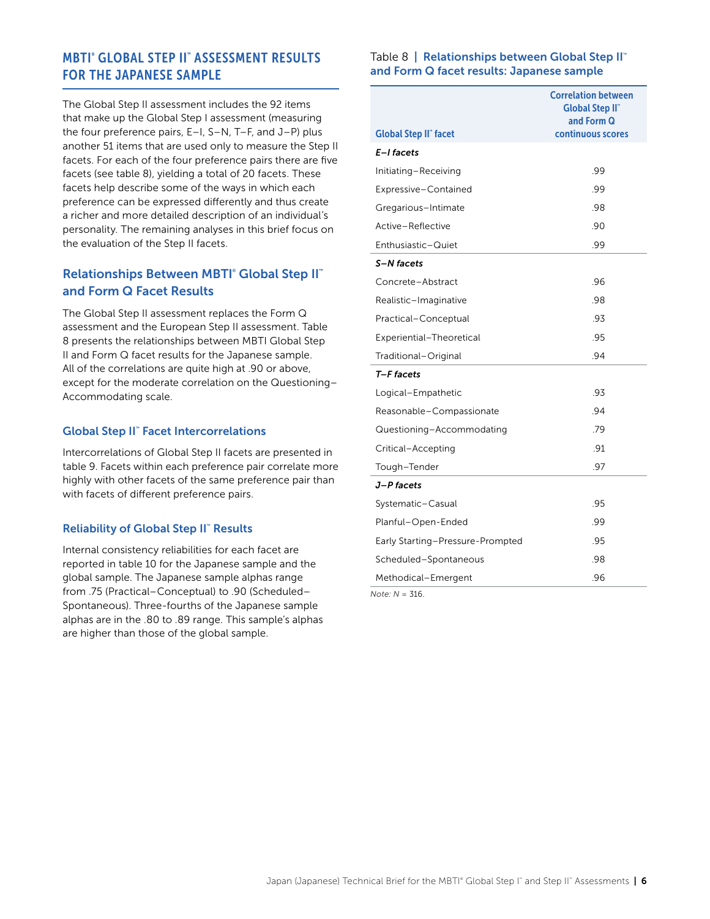## MBTI® GLOBAL STEP II™ ASSESSMENT RESULTS FOR THE JAPANESE SAMPLE

The Global Step II assessment includes the 92 items that make up the Global Step I assessment (measuring the four preference pairs, E–I, S–N, T–F, and J–P) plus another 51 items that are used only to measure the Step II facets. For each of the four preference pairs there are five facets (see table 8), yielding a total of 20 facets. These facets help describe some of the ways in which each preference can be expressed differently and thus create a richer and more detailed description of an individual's personality. The remaining analyses in this brief focus on the evaluation of the Step II facets.

### Relationships Between MBTI® Global Step II™ and Form Q Facet Results

The Global Step II assessment replaces the Form Q assessment and the European Step II assessment. Table 8 presents the relationships between MBTI Global Step II and Form Q facet results for the Japanese sample. All of the correlations are quite high at .90 or above, except for the moderate correlation on the Questioning–Accommodating scale.

### Global Step II™ Facet Intercorrelations

Intercorrelations of Global Step II facets are presented in table 9. Facets within each preference pair correlate more highly with other facets of the same preference pair than with facets of different preference pairs.

### Reliability of Global Step II™ Results

Internal consistency reliabilities for each facet are reported in table 10 for the Japanese sample and the global sample. The Japanese sample alphas range from .75 (Practical–Conceptual) to .90 (Scheduled–Spontaneous). Three-fourths of the Japanese sample alphas are in the .80 to .89 range. This sample's alphas are higher than those of the global sample.

Table 8 | **Relationships between Global Step II™ and Form Q facet results: Japanese sample**

| Global Step II™ facet | Correlation between Global Step II™ and Form Q continuous scores |
|---|---|
| ***E–I facets*** | |
| Initiating–Receiving | .99 |
| Expressive–Contained | .99 |
| Gregarious–Intimate | .98 |
| Active–Reflective | .90 |
| Enthusiastic–Quiet | .99 |
| ***S–N facets*** | |
| Concrete–Abstract | .96 |
| Realistic–Imaginative | .98 |
| Practical–Conceptual | .93 |
| Experiential–Theoretical | .95 |
| Traditional–Original | .94 |
| ***T–F facets*** | |
| Logical–Empathetic | .93 |
| Reasonable–Compassionate | .94 |
| Questioning–Accommodating | .79 |
| Critical–Accepting | .91 |
| Tough–Tender | .97 |
| ***J–P facets*** | |
| Systematic–Casual | .95 |
| Planful–Open-Ended | .99 |
| Early Starting–Pressure-Prompted | .95 |
| Scheduled–Spontaneous | .98 |
| Methodical–Emergent | .96 |

*Note: N* = 316.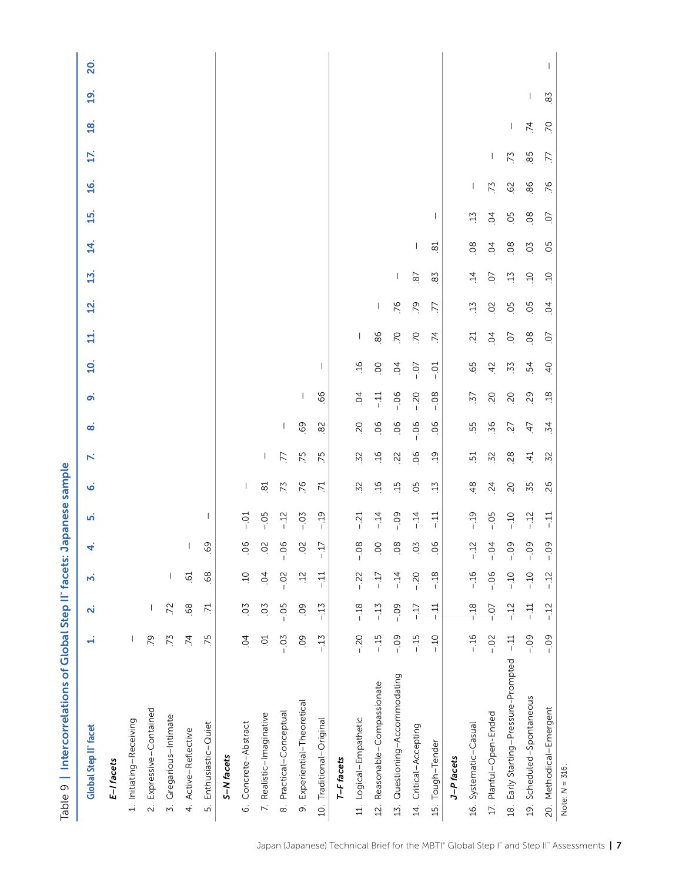Table 9 | Intercorrelations of Global Step II™ facets: Japanese sample

| Global Step II™ facet | 1. | 2. | 3. | 4. | 5. | 6. | 7. | 8. | 9. | 10. | 11. | 12. | 13. | 14. | 15. | 16. | 17. | 18. | 19. | 20. |
|---|---|---|---|---|---|---|---|---|---|---|---|---|---|---|---|---|---|---|---|---|
| ***E–I facets*** | | | | | | | | | | | | | | | | | | | | |
| 1. Initiating–Receiving | — | | | | | | | | | | | | | | | | | | | |
| 2. Expressive–Contained | .79 | — | | | | | | | | | | | | | | | | | | |
| 3. Gregarious–Intimate | .73 | .72 | — | | | | | | | | | | | | | | | | | |
| 4. Active–Reflective | .74 | .68 | .61 | — | | | | | | | | | | | | | | | | |
| 5. Enthusiastic–Quiet | .75 | .71 | .68 | .69 | — | | | | | | | | | | | | | | | |
| ***S–N facets*** | | | | | | | | | | | | | | | | | | | | |
| 6. Concrete–Abstract | .04 | .03 | .10 | .06 | −.01 | — | | | | | | | | | | | | | | |
| 7. Realistic–Imaginative | .01 | .03 | .04 | .02 | −.05 | .81 | — | | | | | | | | | | | | | |
| 8. Practical–Conceptual | −.03 | −.05 | −.02 | −.06 | −.12 | .73 | .77 | — | | | | | | | | | | | | |
| 9. Experiential–Theoretical | .09 | .09 | .12 | .02 | −.03 | .76 | .75 | .69 | — | | | | | | | | | | | |
| 10. Traditional–Original | −.13 | −.13 | −.11 | −.17 | −.19 | .71 | .75 | .82 | .66 | — | | | | | | | | | | |
| ***T–F facets*** | | | | | | | | | | | | | | | | | | | | |
| 11. Logical–Empathetic | −.20 | −.18 | −.22 | −.08 | −.21 | .32 | .32 | .20 | .04 | .16 | — | | | | | | | | | |
| 12. Reasonable–Compassionate | −.15 | −.13 | −.17 | .00 | −.14 | .16 | .16 | .06 | −.11 | .00 | .86 | — | | | | | | | | |
| 13. Questioning–Accommodating | −.09 | −.09 | −.14 | .08 | −.09 | .15 | .22 | .06 | −.06 | .04 | .70 | .76 | — | | | | | | | |
| 14. Critical–Accepting | −.15 | −.17 | −.20 | .03 | −.14 | .05 | .06 | −.06 | −.20 | −.07 | .70 | .79 | .87 | — | | | | | | |
| 15. Tough–Tender | −.10 | −.11 | −.18 | .06 | −.11 | .13 | .19 | .06 | −.08 | −.01 | .74 | .77 | .83 | .81 | — | | | | | |
| ***J–P facets*** | | | | | | | | | | | | | | | | | | | | |
| 16. Systematic–Casual | −.16 | −.18 | −.16 | −.12 | −.19 | .48 | .51 | .55 | .37 | .65 | .21 | .13 | .14 | .08 | .13 | — | | | | |
| 17. Planful–Open-Ended | −.02 | −.07 | −.06 | −.04 | −.05 | .24 | .32 | .36 | .20 | .42 | .04 | .02 | .07 | .04 | .04 | .73 | — | | | |
| 18. Early Starting–Pressure-Prompted | −.11 | −.12 | −.10 | −.09 | −.10 | .20 | .28 | .27 | .20 | .33 | .07 | .05 | .13 | .08 | .05 | .62 | .73 | — | | |
| 19. Scheduled–Spontaneous | −.09 | −.11 | −.10 | −.09 | −.12 | .35 | .41 | .47 | .29 | .54 | .08 | .05 | .10 | .03 | .08 | .86 | .85 | .74 | — | |
| 20. Methodical–Emergent | −.09 | −.12 | −.12 | −.09 | −.11 | .26 | .32 | .34 | .18 | .40 | .07 | .04 | .10 | .05 | .07 | .76 | .77 | .70 | .83 | — |

Note: $N = 316$.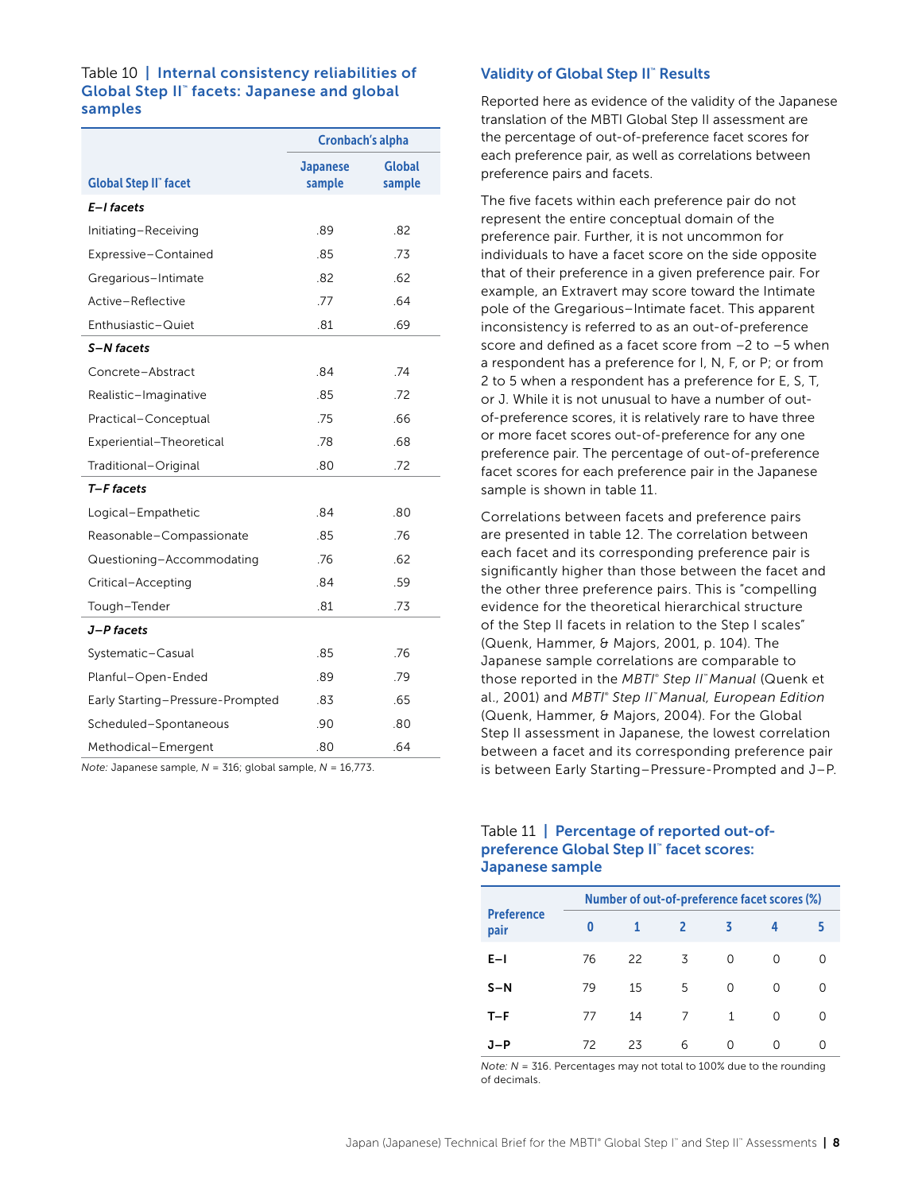Table 10 | **Internal consistency reliabilities of Global Step II™ facets: Japanese and global samples**

| Global Step II™ facet | Cronbach's alpha | |
|---|---|---|
| | Japanese sample | Global sample |
| ***E–I facets*** | | |
| Initiating–Receiving | .89 | .82 |
| Expressive–Contained | .85 | .73 |
| Gregarious–Intimate | .82 | .62 |
| Active–Reflective | .77 | .64 |
| Enthusiastic–Quiet | .81 | .69 |
| ***S–N facets*** | | |
| Concrete–Abstract | .84 | .74 |
| Realistic–Imaginative | .85 | .72 |
| Practical–Conceptual | .75 | .66 |
| Experiential–Theoretical | .78 | .68 |
| Traditional–Original | .80 | .72 |
| ***T–F facets*** | | |
| Logical–Empathetic | .84 | .80 |
| Reasonable–Compassionate | .85 | .76 |
| Questioning–Accommodating | .76 | .62 |
| Critical–Accepting | .84 | .59 |
| Tough–Tender | .81 | .73 |
| ***J–P facets*** | | |
| Systematic–Casual | .85 | .76 |
| Planful–Open-Ended | .89 | .79 |
| Early Starting–Pressure-Prompted | .83 | .65 |
| Scheduled–Spontaneous | .90 | .80 |
| Methodical–Emergent | .80 | .64 |

*Note:* Japanese sample, *N* = 316; global sample, *N* = 16,773.

## Validity of Global Step II™ Results

Reported here as evidence of the validity of the Japanese translation of the MBTI Global Step II assessment are the percentage of out-of-preference facet scores for each preference pair, as well as correlations between preference pairs and facets.

The five facets within each preference pair do not represent the entire conceptual domain of the preference pair. Further, it is not uncommon for individuals to have a facet score on the side opposite that of their preference in a given preference pair. For example, an Extravert may score toward the Intimate pole of the Gregarious–Intimate facet. This apparent inconsistency is referred to as an out-of-preference score and defined as a facet score from –2 to –5 when a respondent has a preference for I, N, F, or P; or from 2 to 5 when a respondent has a preference for E, S, T, or J. While it is not unusual to have a number of out-of-preference scores, it is relatively rare to have three or more facet scores out-of-preference for any one preference pair. The percentage of out-of-preference facet scores for each preference pair in the Japanese sample is shown in table 11.

Correlations between facets and preference pairs are presented in table 12. The correlation between each facet and its corresponding preference pair is significantly higher than those between the facet and the other three preference pairs. This is "compelling evidence for the theoretical hierarchical structure of the Step II facets in relation to the Step I scales" (Quenk, Hammer, & Majors, 2001, p. 104). The Japanese sample correlations are comparable to those reported in the *MBTI® Step II™ Manual* (Quenk et al., 2001) and *MBTI® Step II™ Manual, European Edition* (Quenk, Hammer, & Majors, 2004). For the Global Step II assessment in Japanese, the lowest correlation between a facet and its corresponding preference pair is between Early Starting–Pressure-Prompted and J–P.

Table 11 | **Percentage of reported out-of-preference Global Step II™ facet scores: Japanese sample**

| Preference pair | Number of out-of-preference facet scores (%) | | | | | |
|---|---|---|---|---|---|---|
| | 0 | 1 | 2 | 3 | 4 | 5 |
| **E–I** | 76 | 22 | 3 | 0 | 0 | 0 |
| **S–N** | 79 | 15 | 5 | 0 | 0 | 0 |
| **T–F** | 77 | 14 | 7 | 1 | 0 | 0 |
| **J–P** | 72 | 23 | 6 | 0 | 0 | 0 |

*Note: N* = 316. Percentages may not total to 100% due to the rounding of decimals.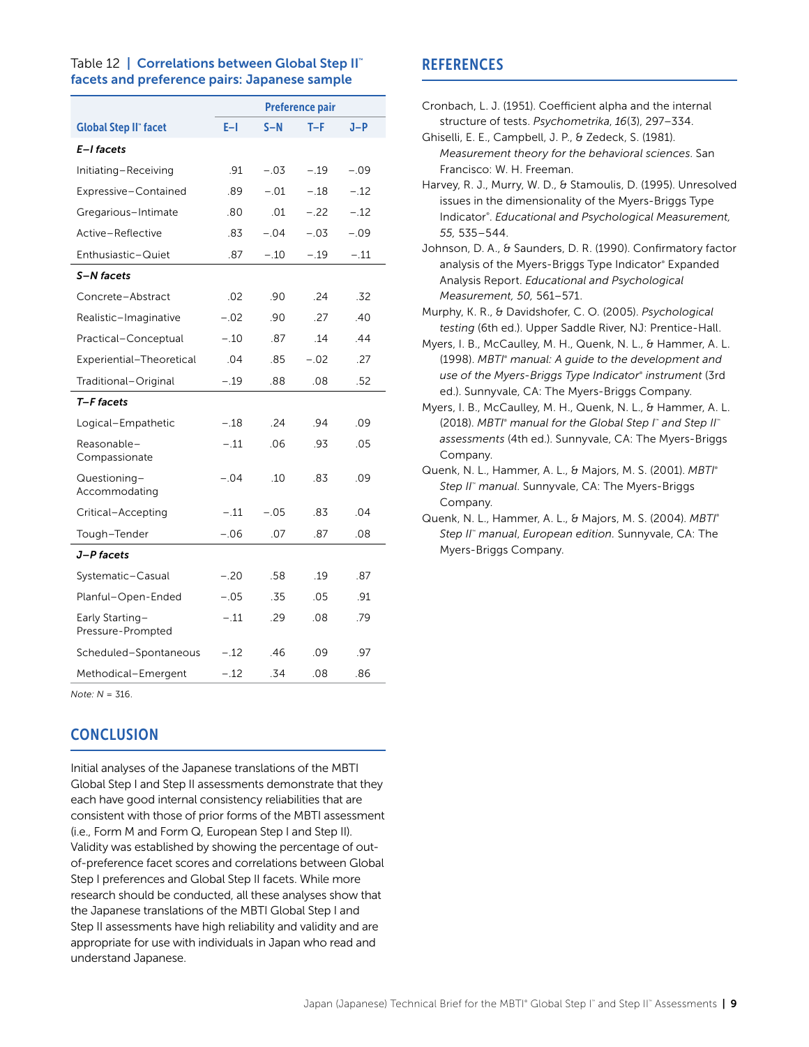Table 12 | **Correlations between Global Step II™ facets and preference pairs: Japanese sample**

| | Preference pair | | | |
|---|---|---|---|---|
| **Global Step II® facet** | **E–I** | **S–N** | **T–F** | **J–P** |
| ***E–I facets*** | | | | |
| Initiating–Receiving | .91 | −.03 | −.19 | −.09 |
| Expressive–Contained | .89 | −.01 | −.18 | −.12 |
| Gregarious–Intimate | .80 | .01 | −.22 | −.12 |
| Active–Reflective | .83 | −.04 | −.03 | −.09 |
| Enthusiastic–Quiet | .87 | −.10 | −.19 | −.11 |
| ***S–N facets*** | | | | |
| Concrete–Abstract | .02 | .90 | .24 | .32 |
| Realistic–Imaginative | −.02 | .90 | .27 | .40 |
| Practical–Conceptual | −.10 | .87 | .14 | .44 |
| Experiential–Theoretical | .04 | .85 | −.02 | .27 |
| Traditional–Original | −.19 | .88 | .08 | .52 |
| ***T–F facets*** | | | | |
| Logical–Empathetic | −.18 | .24 | .94 | .09 |
| Reasonable–Compassionate | −.11 | .06 | .93 | .05 |
| Questioning–Accommodating | −.04 | .10 | .83 | .09 |
| Critical–Accepting | −.11 | −.05 | .83 | .04 |
| Tough–Tender | −.06 | .07 | .87 | .08 |
| ***J–P facets*** | | | | |
| Systematic–Casual | −.20 | .58 | .19 | .87 |
| Planful–Open-Ended | −.05 | .35 | .05 | .91 |
| Early Starting–Pressure-Prompted | −.11 | .29 | .08 | .79 |
| Scheduled–Spontaneous | −.12 | .46 | .09 | .97 |
| Methodical–Emergent | −.12 | .34 | .08 | .86 |

*Note: N* = 316.

## CONCLUSION

Initial analyses of the Japanese translations of the MBTI Global Step I and Step II assessments demonstrate that they each have good internal consistency reliabilities that are consistent with those of prior forms of the MBTI assessment (i.e., Form M and Form Q, European Step I and Step II). Validity was established by showing the percentage of out-of-preference facet scores and correlations between Global Step I preferences and Global Step II facets. While more research should be conducted, all these analyses show that the Japanese translations of the MBTI Global Step I and Step II assessments have high reliability and validity and are appropriate for use with individuals in Japan who read and understand Japanese.

## REFERENCES

Cronbach, L. J. (1951). Coefficient alpha and the internal structure of tests. *Psychometrika*, *16*(3), 297–334.

Ghiselli, E. E., Campbell, J. P., & Zedeck, S. (1981). *Measurement theory for the behavioral sciences*. San Francisco: W. H. Freeman.

Harvey, R. J., Murry, W. D., & Stamoulis, D. (1995). Unresolved issues in the dimensionality of the Myers-Briggs Type Indicator®. *Educational and Psychological Measurement, 55,* 535–544.

Johnson, D. A., & Saunders, D. R. (1990). Confirmatory factor analysis of the Myers-Briggs Type Indicator® Expanded Analysis Report. *Educational and Psychological Measurement, 50,* 561–571.

Murphy, K. R., & Davidshofer, C. O. (2005). *Psychological testing* (6th ed.). Upper Saddle River, NJ: Prentice-Hall.

Myers, I. B., McCaulley, M. H., Quenk, N. L., & Hammer, A. L. (1998). *MBTI® manual: A guide to the development and use of the Myers-Briggs Type Indicator® instrument* (3rd ed.). Sunnyvale, CA: The Myers-Briggs Company.

Myers, I. B., McCaulley, M. H., Quenk, N. L., & Hammer, A. L. (2018). *MBTI® manual for the Global Step I™ and Step II™ assessments* (4th ed.). Sunnyvale, CA: The Myers-Briggs Company.

Quenk, N. L., Hammer, A. L., & Majors, M. S. (2001). *MBTI® Step II™ manual*. Sunnyvale, CA: The Myers-Briggs Company.

Quenk, N. L., Hammer, A. L., & Majors, M. S. (2004). *MBTI® Step II™ manual, European edition*. Sunnyvale, CA: The Myers-Briggs Company.